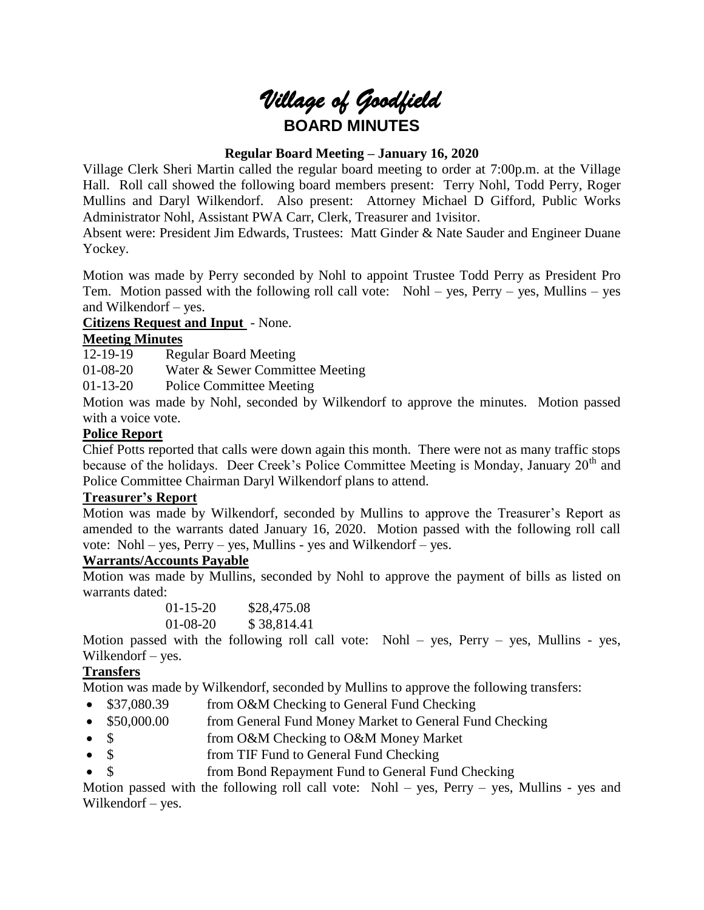# *Village of Goodfield*

## BOARD MINUTES

### Regular Board Meeting – January 16, 2020

Village Clerk Sheri Martin called the regular board meeting to order at 7:00p.m. at the Village Hall. Roll call showed the following board members present: Terry Nohl, Todd Perry, Roger Mullins and Daryl Wilkendorf. Also present: Attorney Michael D Gifford, Public Works Administrator Nohl, Assistant PWA Carr, Clerk, Treasurer and 1visitor.

Absent were: President Jim Edwards, Trustees: Matt Ginder & Nate Sauder and Engineer Duane Yockey.

Motion was made by Perry seconded by Nohl to appoint Trustee Todd Perry as President Pro Tem. Motion passed with the following roll call vote: Nohl – yes, Perry – yes, Mullins – yes and Wilkendorf – yes.

**Citizens Request and Input** - None.

**Meeting Minutes**

12-19-19 Regular Board Meeting

01-08-20 Water & Sewer Committee Meeting

01-13-20 Police Committee Meeting

Motion was made by Nohl, seconded by Wilkendorf to approve the minutes. Motion passed with a voice vote.

**Police Report**

Chief Potts reported that calls were down again this month. There were not as many traffic stops because of the holidays. Deer Creek's Police Committee Meeting is Monday, January 20th and Police Committee Chairman Daryl Wilkendorf plans to attend.

**Treasurer's Report**

Motion was made by Wilkendorf, seconded by Mullins to approve the Treasurer's Report as amended to the warrants dated January 16, 2020. Motion passed with the following roll call vote: Nohl – yes, Perry – yes, Mullins - yes and Wilkendorf – yes.

**Warrants/Accounts Payable**

Motion was made by Mullins, seconded by Nohl to approve the payment of bills as listed on warrants dated:

01-15-20 $28,475.08

01-08-20 $ 38,814.41

Motion passed with the following roll call vote: Nohl – yes, Perry – yes, Mullins - yes, Wilkendorf – yes.

**Transfers**

Motion was made by Wilkendorf, seconded by Mullins to approve the following transfers:

- $37,080.39 from O&M Checking to General Fund Checking
- $50,000.00 from General Fund Money Market to General Fund Checking
- $ from O&M Checking to O&M Money Market
- $ from TIF Fund to General Fund Checking
- $ from Bond Repayment Fund to General Fund Checking

Motion passed with the following roll call vote: Nohl – yes, Perry – yes, Mullins - yes and Wilkendorf – yes.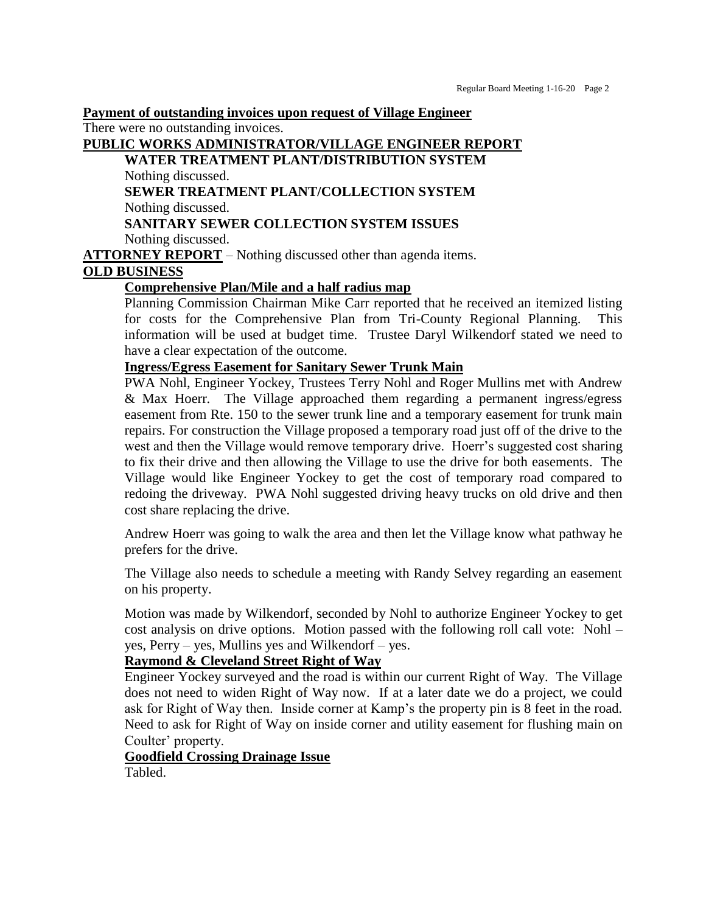**Payment of outstanding invoices upon request of Village Engineer**

There were no outstanding invoices.

**PUBLIC WORKS ADMINISTRATOR/VILLAGE ENGINEER REPORT**

**WATER TREATMENT PLANT/DISTRIBUTION SYSTEM**

Nothing discussed.

**SEWER TREATMENT PLANT/COLLECTION SYSTEM**

Nothing discussed.

**SANITARY SEWER COLLECTION SYSTEM ISSUES**

Nothing discussed.

**ATTORNEY REPORT** – Nothing discussed other than agenda items.

**OLD BUSINESS**

**Comprehensive Plan/Mile and a half radius map**

Planning Commission Chairman Mike Carr reported that he received an itemized listing for costs for the Comprehensive Plan from Tri-County Regional Planning. This information will be used at budget time. Trustee Daryl Wilkendorf stated we need to have a clear expectation of the outcome.

**Ingress/Egress Easement for Sanitary Sewer Trunk Main**

PWA Nohl, Engineer Yockey, Trustees Terry Nohl and Roger Mullins met with Andrew & Max Hoerr. The Village approached them regarding a permanent ingress/egress easement from Rte. 150 to the sewer trunk line and a temporary easement for trunk main repairs. For construction the Village proposed a temporary road just off of the drive to the west and then the Village would remove temporary drive. Hoerr's suggested cost sharing to fix their drive and then allowing the Village to use the drive for both easements. The Village would like Engineer Yockey to get the cost of temporary road compared to redoing the driveway. PWA Nohl suggested driving heavy trucks on old drive and then cost share replacing the drive.

Andrew Hoerr was going to walk the area and then let the Village know what pathway he prefers for the drive.

The Village also needs to schedule a meeting with Randy Selvey regarding an easement on his property.

Motion was made by Wilkendorf, seconded by Nohl to authorize Engineer Yockey to get cost analysis on drive options. Motion passed with the following roll call vote: Nohl – yes, Perry – yes, Mullins yes and Wilkendorf – yes.

**Raymond & Cleveland Street Right of Way**

Engineer Yockey surveyed and the road is within our current Right of Way. The Village does not need to widen Right of Way now. If at a later date we do a project, we could ask for Right of Way then. Inside corner at Kamp's the property pin is 8 feet in the road. Need to ask for Right of Way on inside corner and utility easement for flushing main on Coulter' property.

**Goodfield Crossing Drainage Issue**

Tabled.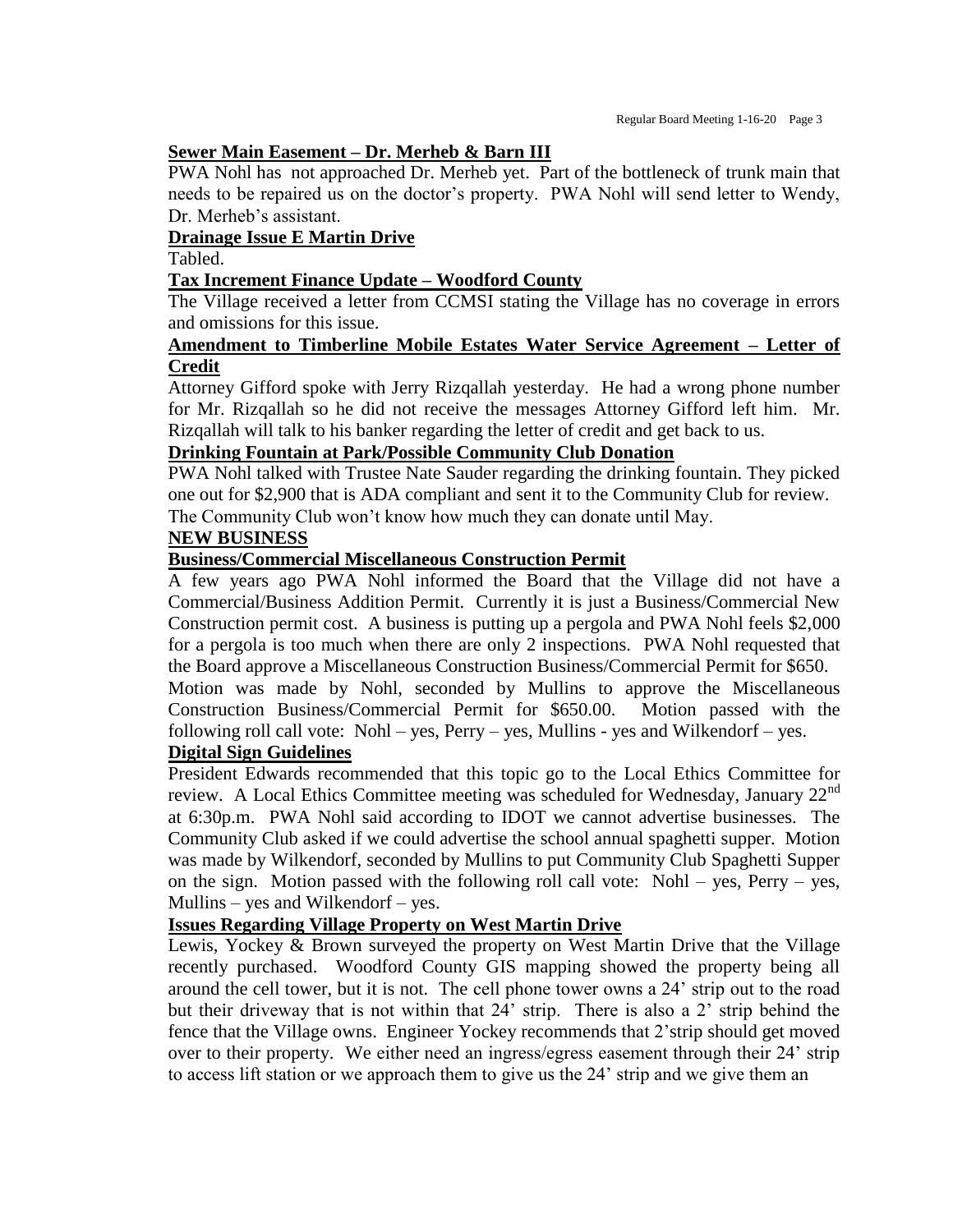**Sewer Main Easement – Dr. Merheb & Barn III**

PWA Nohl has not approached Dr. Merheb yet. Part of the bottleneck of trunk main that needs to be repaired us on the doctor's property. PWA Nohl will send letter to Wendy, Dr. Merheb's assistant.

**Drainage Issue E Martin Drive**

Tabled.

**Tax Increment Finance Update – Woodford County**

The Village received a letter from CCMSI stating the Village has no coverage in errors and omissions for this issue.

**Amendment to Timberline Mobile Estates Water Service Agreement – Letter of Credit**

Attorney Gifford spoke with Jerry Rizqallah yesterday. He had a wrong phone number for Mr. Rizqallah so he did not receive the messages Attorney Gifford left him. Mr. Rizqallah will talk to his banker regarding the letter of credit and get back to us.

**Drinking Fountain at Park/Possible Community Club Donation**

PWA Nohl talked with Trustee Nate Sauder regarding the drinking fountain. They picked one out for $2,900 that is ADA compliant and sent it to the Community Club for review. The Community Club won't know how much they can donate until May.

**NEW BUSINESS**

**Business/Commercial Miscellaneous Construction Permit**

A few years ago PWA Nohl informed the Board that the Village did not have a Commercial/Business Addition Permit. Currently it is just a Business/Commercial New Construction permit cost. A business is putting up a pergola and PWA Nohl feels $2,000 for a pergola is too much when there are only 2 inspections. PWA Nohl requested that the Board approve a Miscellaneous Construction Business/Commercial Permit for $650.

Motion was made by Nohl, seconded by Mullins to approve the Miscellaneous Construction Business/Commercial Permit for $650.00. Motion passed with the following roll call vote: Nohl – yes, Perry – yes, Mullins - yes and Wilkendorf – yes.

**Digital Sign Guidelines**

President Edwards recommended that this topic go to the Local Ethics Committee for review. A Local Ethics Committee meeting was scheduled for Wednesday, January 22nd at 6:30p.m. PWA Nohl said according to IDOT we cannot advertise businesses. The Community Club asked if we could advertise the school annual spaghetti supper. Motion was made by Wilkendorf, seconded by Mullins to put Community Club Spaghetti Supper on the sign. Motion passed with the following roll call vote: Nohl – yes, Perry – yes, Mullins – yes and Wilkendorf – yes.

**Issues Regarding Village Property on West Martin Drive**

Lewis, Yockey & Brown surveyed the property on West Martin Drive that the Village recently purchased. Woodford County GIS mapping showed the property being all around the cell tower, but it is not. The cell phone tower owns a 24' strip out to the road but their driveway that is not within that 24' strip. There is also a 2' strip behind the fence that the Village owns. Engineer Yockey recommends that 2'strip should get moved over to their property. We either need an ingress/egress easement through their 24' strip to access lift station or we approach them to give us the 24' strip and we give them an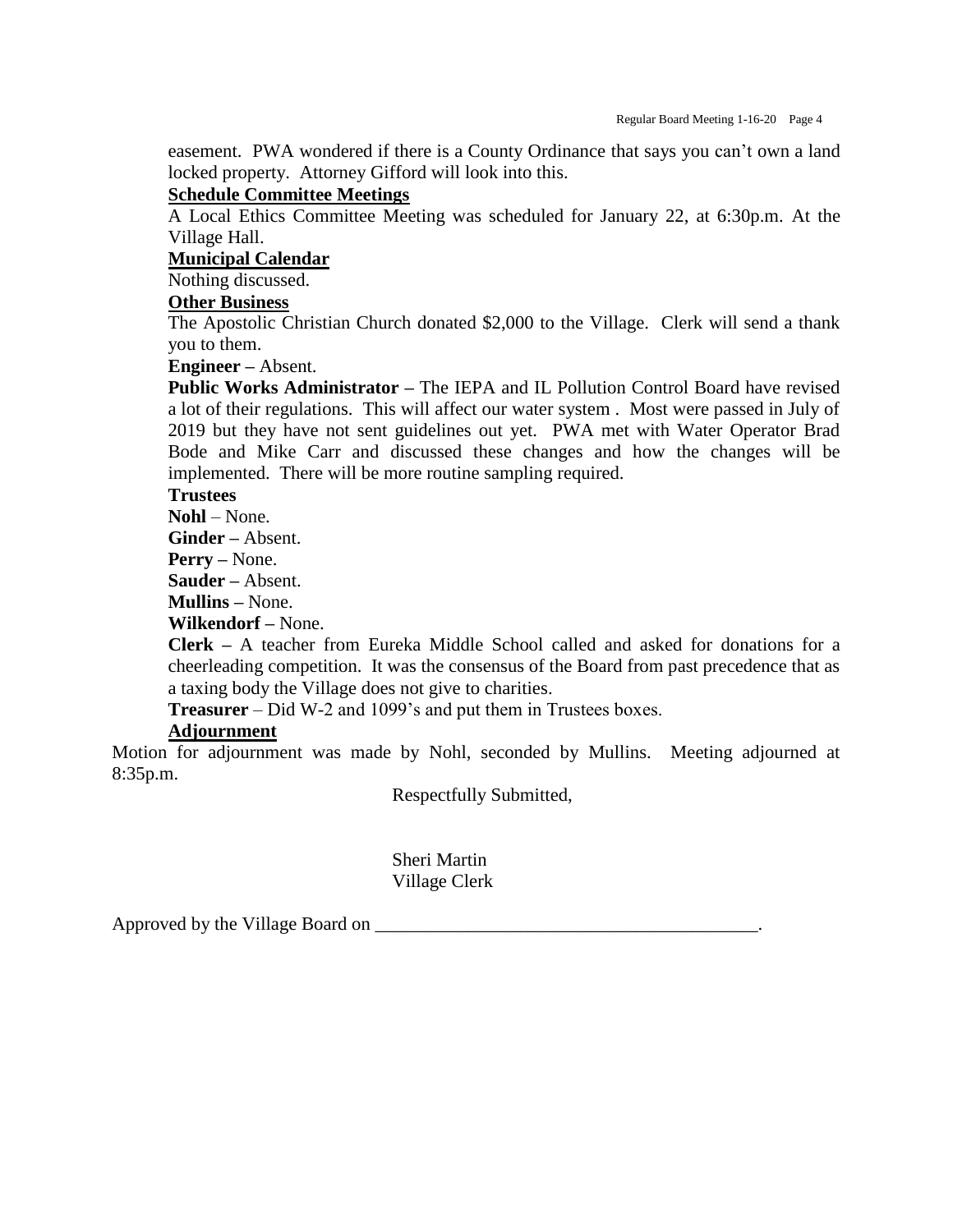easement. PWA wondered if there is a County Ordinance that says you can't own a land locked property. Attorney Gifford will look into this.

**Schedule Committee Meetings**

A Local Ethics Committee Meeting was scheduled for January 22, at 6:30p.m. At the Village Hall.

**Municipal Calendar**

Nothing discussed.

**Other Business**

The Apostolic Christian Church donated $2,000 to the Village. Clerk will send a thank you to them.

**Engineer –** Absent.

**Public Works Administrator –** The IEPA and IL Pollution Control Board have revised a lot of their regulations. This will affect our water system . Most were passed in July of 2019 but they have not sent guidelines out yet. PWA met with Water Operator Brad Bode and Mike Carr and discussed these changes and how the changes will be implemented. There will be more routine sampling required.

**Trustees**

**Nohl** – None.

**Ginder –** Absent.

**Perry –** None.

**Sauder –** Absent.

**Mullins –** None.

**Wilkendorf –** None.

**Clerk –** A teacher from Eureka Middle School called and asked for donations for a cheerleading competition. It was the consensus of the Board from past precedence that as a taxing body the Village does not give to charities.

**Treasurer** – Did W-2 and 1099's and put them in Trustees boxes.

**Adjournment**

Motion for adjournment was made by Nohl, seconded by Mullins. Meeting adjourned at 8:35p.m.

Respectfully Submitted,

Sheri Martin
Village Clerk

Approved by the Village Board on ________________________________________.